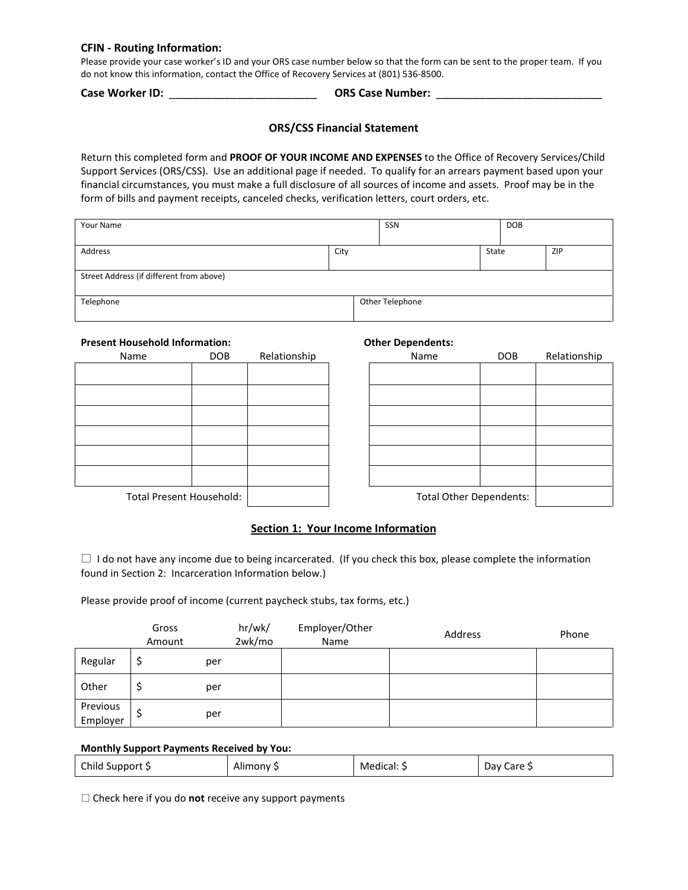**CFIN - Routing Information:**

Please provide your case worker's ID and your ORS case number below so that the form can be sent to the proper team. If you do not know this information, contact the Office of Recovery Services at (801) 536-8500.

**Case Worker ID:** ________________________ **ORS Case Number:** ___________________________

## ORS/CSS Financial Statement

Return this completed form and **PROOF OF YOUR INCOME AND EXPENSES** to the Office of Recovery Services/Child Support Services (ORS/CSS). Use an additional page if needed. To qualify for an arrears payment based upon your financial circumstances, you must make a full disclosure of all sources of income and assets. Proof may be in the form of bills and payment receipts, canceled checks, verification letters, court orders, etc.

| Your Name | | SSN | DOB |
|---|---|---|---|
| | | | |

| Address | City | State | ZIP |
|---|---|---|---|
| | | | |

| Street Address (if different from above) |
|---|
| |

| Telephone | Other Telephone |
|---|---|
| | |

**Present Household Information:**

| Name | DOB | Relationship |
|---|---|---|
| | | |
| | | |
| | | |
| | | |
| | | |
| | | |
| | Total Present Household: | |

**Other Dependents:**

| Name | DOB | Relationship |
|---|---|---|
| | | |
| | | |
| | | |
| | | |
| | | |
| | | |
| | Total Other Dependents: | |

## Section 1: Your Income Information

☐ I do not have any income due to being incarcerated. (If you check this box, please complete the information found in Section 2: Incarceration Information below.)

Please provide proof of income (current paycheck stubs, tax forms, etc.)

| | Gross Amount | hr/wk/ 2wk/mo | Employer/Other Name | Address | Phone |
|---|---|---|---|---|---|
| Regular | $ | per | | | |
| Other | $ | per | | | |
| Previous Employer | $ | per | | | |

**Monthly Support Payments Received by You:**

| Child Support $ | Alimony $ | Medical: $ | Day Care $ |
|---|---|---|---|

☐ Check here if you do **not** receive any support payments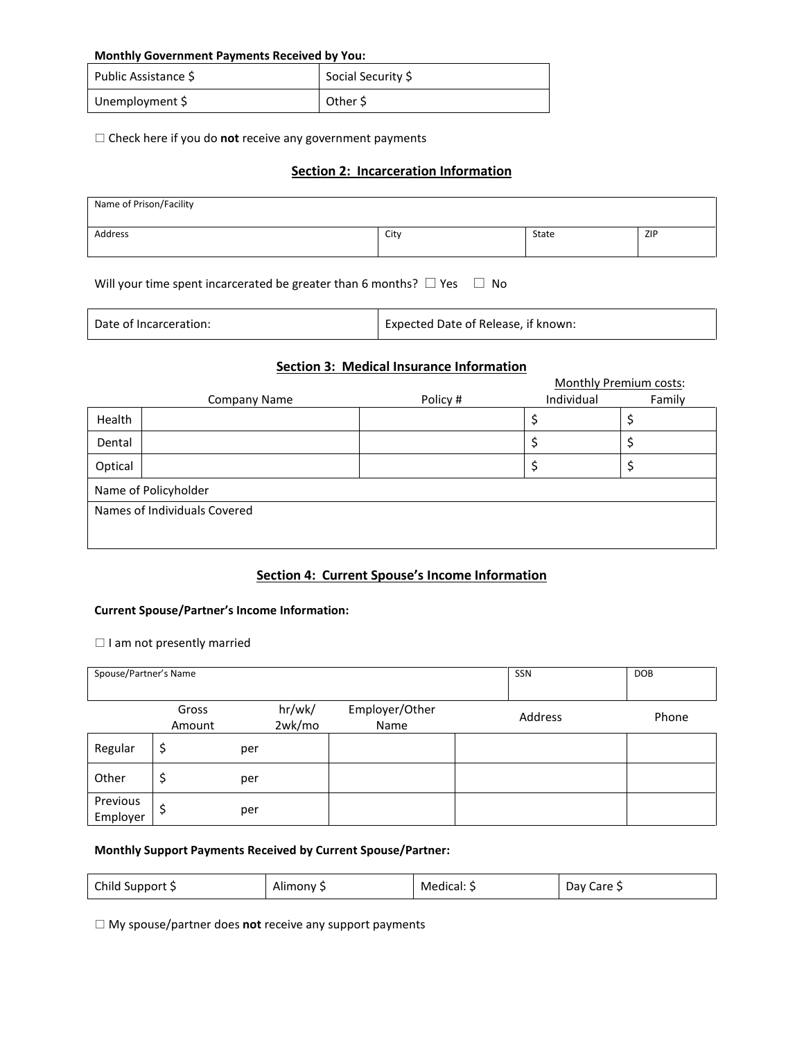**Monthly Government Payments Received by You:**

| Public Assistance $ | Social Security $ |
|---|---|
| Unemployment $ | Other $ |

☐ Check here if you do **not** receive any government payments

## Section 2: Incarceration Information

| Name of Prison/Facility | | | |
|---|---|---|---|
| Address | City | State | ZIP |

Will your time spent incarcerated be greater than 6 months? ☐ Yes ☐ No

| Date of Incarceration: | Expected Date of Release, if known: |
|---|---|

## Section 3: Medical Insurance Information

| | Company Name | Policy # | Monthly Premium costs: Individual | Family |
|---|---|---|---|---|
| Health | | | $ | $ |
| Dental | | | $ | $ |
| Optical | | | $ | $ |
| Name of Policyholder | | | | |
| Names of Individuals Covered | | | | |

## Section 4: Current Spouse's Income Information

**Current Spouse/Partner's Income Information:**

☐ I am not presently married

| Spouse/Partner's Name | SSN | DOB |
|---|---|---|
| | | |

| | Gross Amount | hr/wk/ 2wk/mo | Employer/Other Name | Address | Phone |
|---|---|---|---|---|---|
| Regular | $ | per | | | |
| Other | $ | per | | | |
| Previous Employer | $ | per | | | |

**Monthly Support Payments Received by Current Spouse/Partner:**

| Child Support $ | Alimony $ | Medical: $ | Day Care $ |
|---|---|---|---|

☐ My spouse/partner does **not** receive any support payments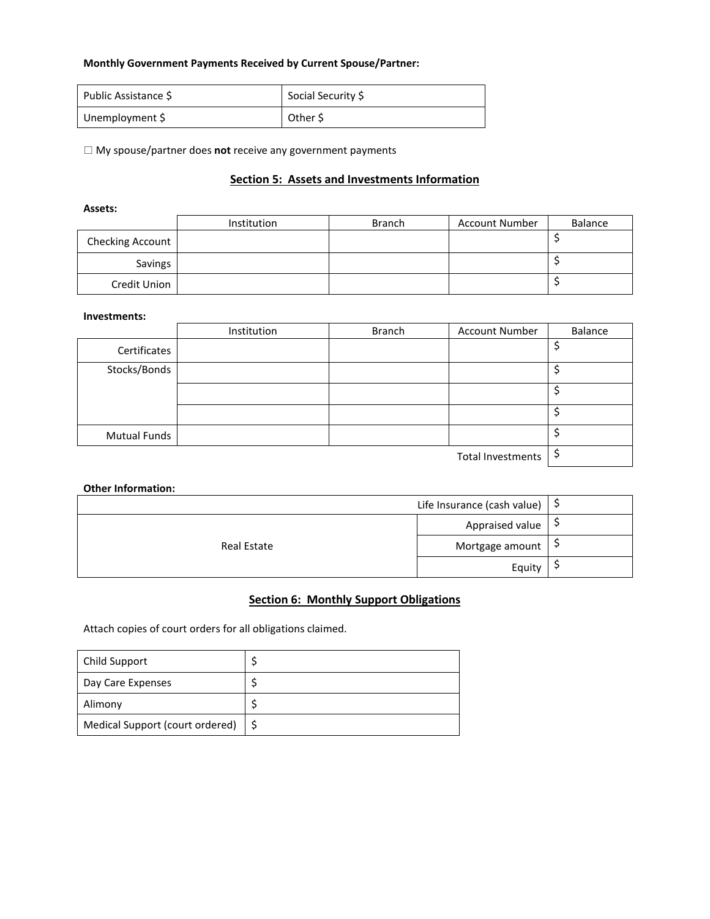**Monthly Government Payments Received by Current Spouse/Partner:**

| Public Assistance $ | Social Security $ |
|---|---|
| Unemployment $ | Other $ |

☐ My spouse/partner does **not** receive any government payments

## Section 5: Assets and Investments Information

**Assets:**

| | Institution | Branch | Account Number | Balance |
|---|---|---|---|---|
| Checking Account | | | | $ |
| Savings | | | | $ |
| Credit Union | | | | $ |

**Investments:**

| | Institution | Branch | Account Number | Balance |
|---|---|---|---|---|
| Certificates | | | | $ |
| Stocks/Bonds | | | | $ |
| | | | | $ |
| | | | | $ |
| Mutual Funds | | | | $ |
| | | | Total Investments | $ |

**Other Information:**

| | | |
|---|---|---|
| | Life Insurance (cash value) | $ |
| Real Estate | Appraised value | $ |
| | Mortgage amount | $ |
| | Equity | $ |

## Section 6: Monthly Support Obligations

Attach copies of court orders for all obligations claimed.

| | |
|---|---|
| Child Support | $ |
| Day Care Expenses | $ |
| Alimony | $ |
| Medical Support (court ordered) | $ |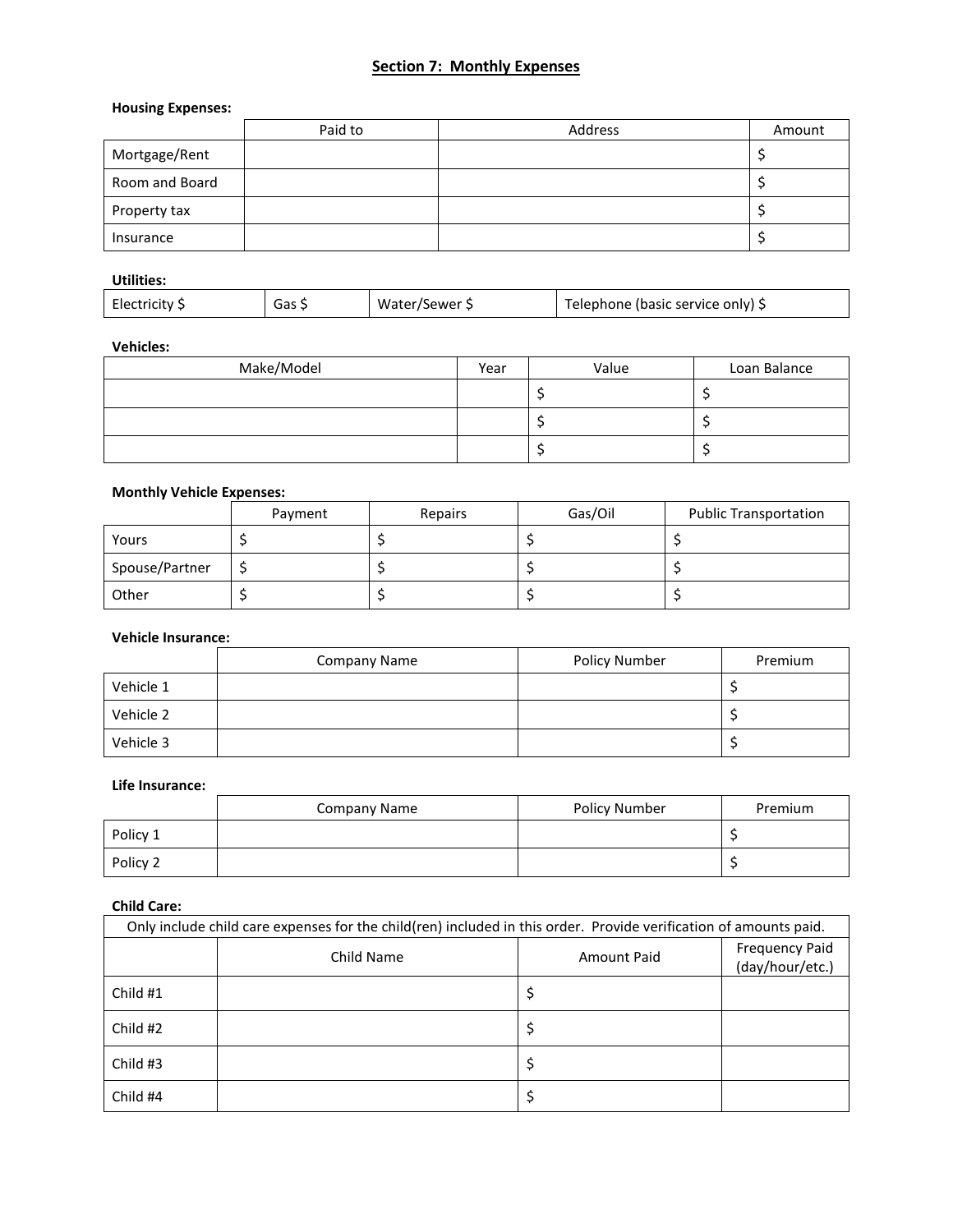## Section 7: Monthly Expenses

**Housing Expenses:**

| | Paid to | Address | Amount |
|---|---|---|---|
| Mortgage/Rent | | | $ |
| Room and Board | | | $ |
| Property tax | | | $ |
| Insurance | | | $ |

**Utilities:**

| Electricity $ | Gas $ | Water/Sewer $ | Telephone (basic service only) $ |
|---|---|---|---|

**Vehicles:**

| Make/Model | Year | Value | Loan Balance |
|---|---|---|---|
| | | $ | $ |
| | | $ | $ |
| | | $ | $ |

**Monthly Vehicle Expenses:**

| | Payment | Repairs | Gas/Oil | Public Transportation |
|---|---|---|---|---|
| Yours | $ | $ | $ | $ |
| Spouse/Partner | $ | $ | $ | $ |
| Other | $ | $ | $ | $ |

**Vehicle Insurance:**

| | Company Name | Policy Number | Premium |
|---|---|---|---|
| Vehicle 1 | | | $ |
| Vehicle 2 | | | $ |
| Vehicle 3 | | | $ |

**Life Insurance:**

| | Company Name | Policy Number | Premium |
|---|---|---|---|
| Policy 1 | | | $ |
| Policy 2 | | | $ |

**Child Care:**

| Only include child care expenses for the child(ren) included in this order. Provide verification of amounts paid. | | | |
|---|---|---|---|
| | Child Name | Amount Paid | Frequency Paid (day/hour/etc.) |
| Child #1 | | $ | |
| Child #2 | | $ | |
| Child #3 | | $ | |
| Child #4 | | $ | |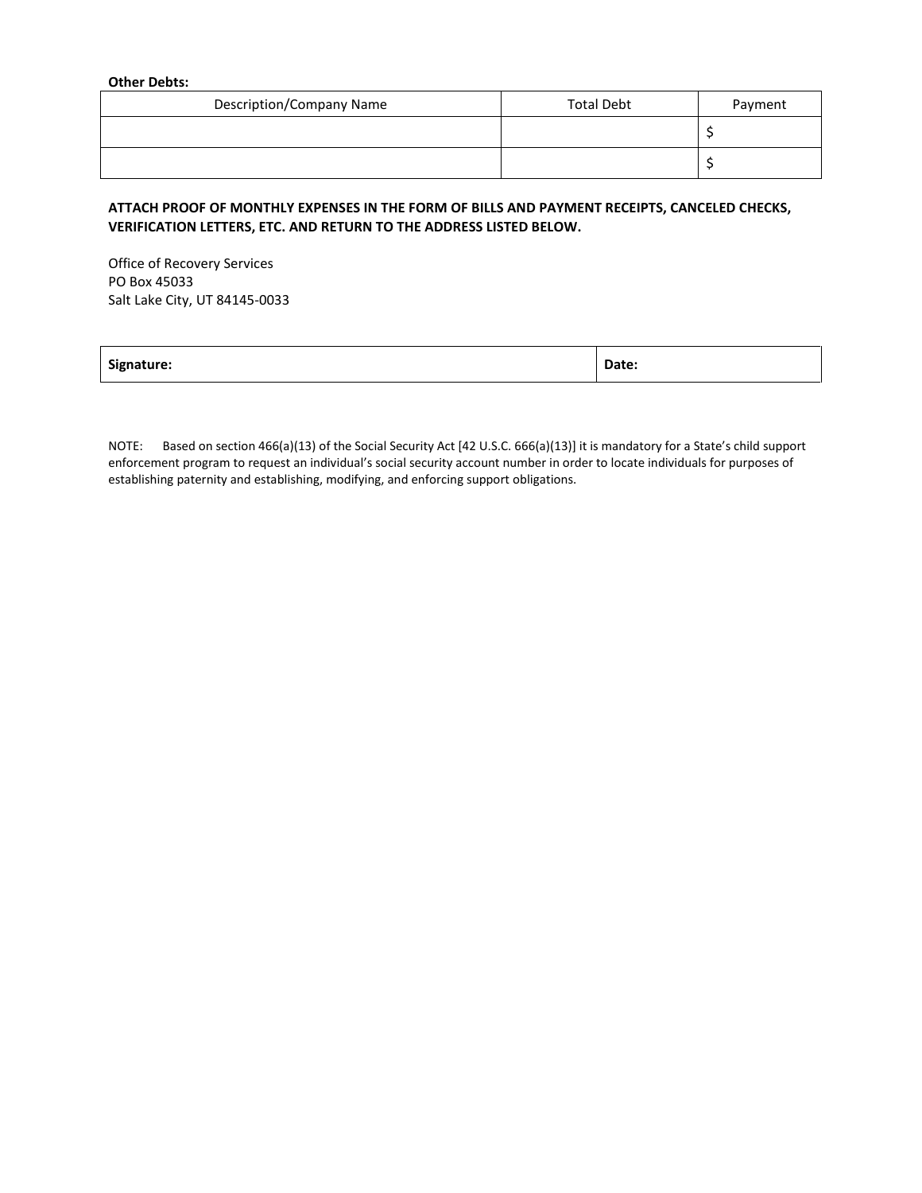**Other Debts:**

| Description/Company Name | Total Debt | Payment |
|---|---|---|
| | | $ |
| | | $ |

**ATTACH PROOF OF MONTHLY EXPENSES IN THE FORM OF BILLS AND PAYMENT RECEIPTS, CANCELED CHECKS, VERIFICATION LETTERS, ETC. AND RETURN TO THE ADDRESS LISTED BELOW.**

Office of Recovery Services
PO Box 45033
Salt Lake City, UT 84145-0033

| | |
|---|---|
| **Signature:** | **Date:** |

NOTE: Based on section 466(a)(13) of the Social Security Act [42 U.S.C. 666(a)(13)] it is mandatory for a State's child support enforcement program to request an individual's social security account number in order to locate individuals for purposes of establishing paternity and establishing, modifying, and enforcing support obligations.